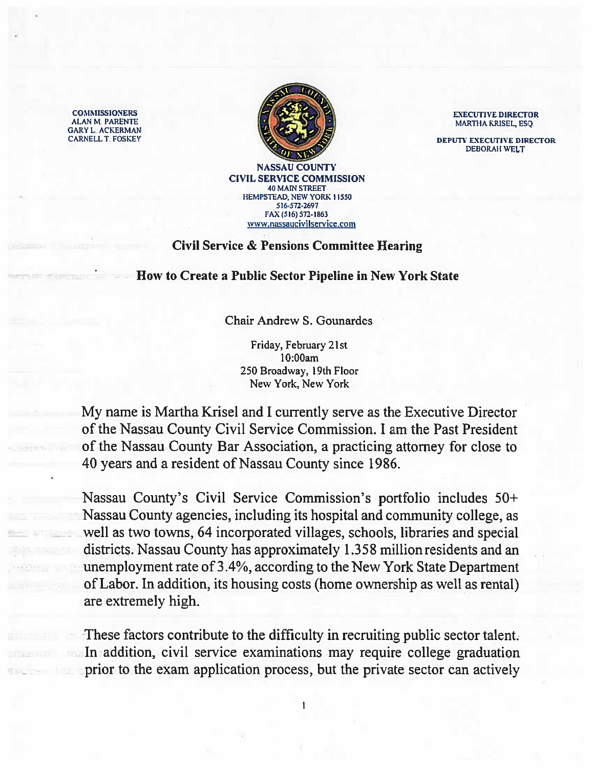COMMISSIONERS
ALAN M. PARENTE
GARY L. ACKERMAN
CARNELL T. FOSKEY

EXECUTIVE DIRECTOR
MARTHA KRISEL, ESQ.

DEPUTY EXECUTIVE DIRECTOR
DEBORAH WELT

**NASSAU COUNTY**
**CIVIL SERVICE COMMISSION**
40 MAIN STREET
HEMPSTEAD, NEW YORK 11550
516-572-2697
FAX (516) 572-1863
www.nassaucivilservice.com

## Civil Service & Pensions Committee Hearing

## How to Create a Public Sector Pipeline in New York State

Chair Andrew S. Gounardes

Friday, February 21st
10:00am
250 Broadway, 19th Floor
New York, New York

My name is Martha Krisel and I currently serve as the Executive Director of the Nassau County Civil Service Commission. I am the Past President of the Nassau County Bar Association, a practicing attorney for close to 40 years and a resident of Nassau County since 1986.

Nassau County's Civil Service Commission's portfolio includes 50+ Nassau County agencies, including its hospital and community college, as well as two towns, 64 incorporated villages, schools, libraries and special districts. Nassau County has approximately 1.358 million residents and an unemployment rate of 3.4%, according to the New York State Department of Labor. In addition, its housing costs (home ownership as well as rental) are extremely high.

These factors contribute to the difficulty in recruiting public sector talent. In addition, civil service examinations may require college graduation prior to the exam application process, but the private sector can actively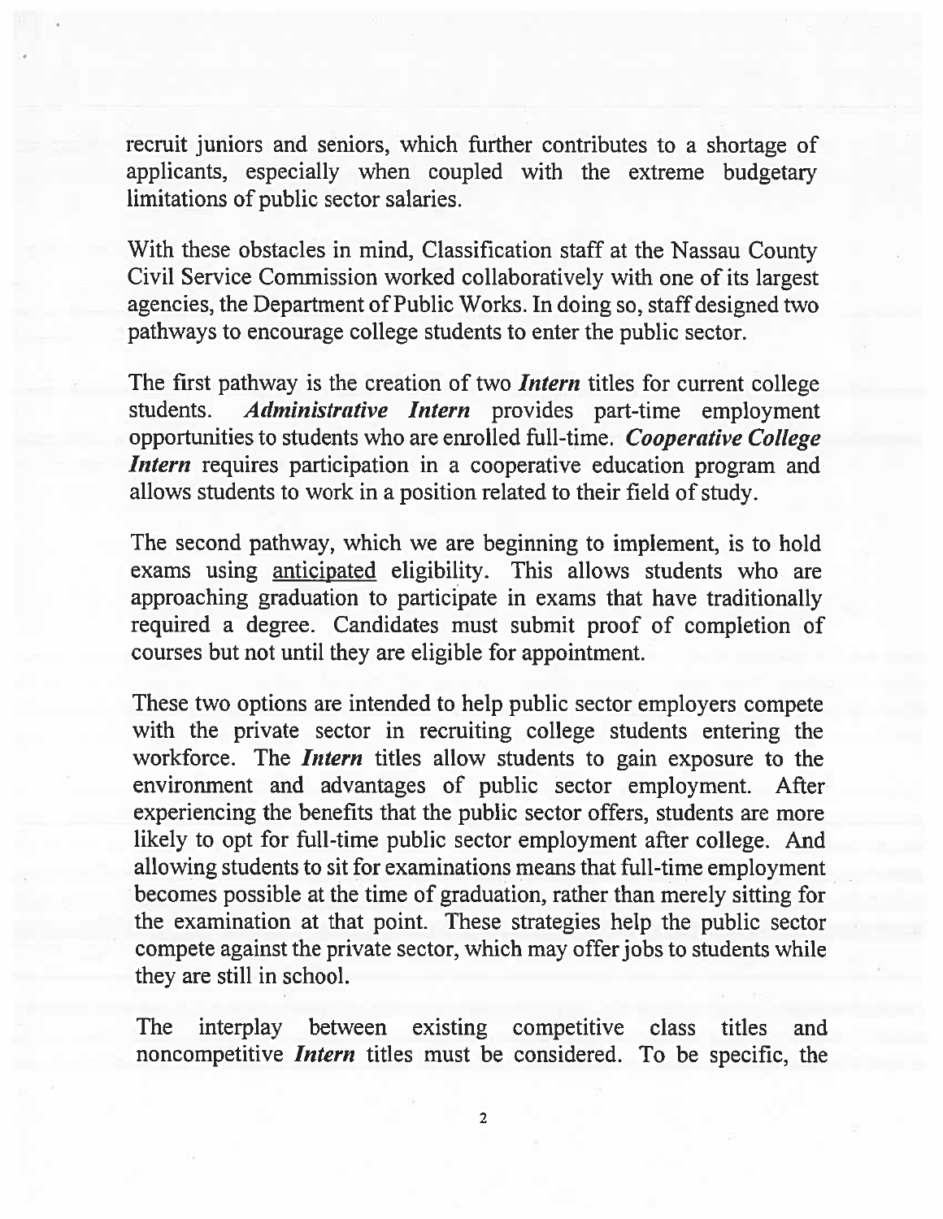recruit juniors and seniors, which further contributes to a shortage of applicants, especially when coupled with the extreme budgetary limitations of public sector salaries.

With these obstacles in mind, Classification staff at the Nassau County Civil Service Commission worked collaboratively with one of its largest agencies, the Department of Public Works. In doing so, staff designed two pathways to encourage college students to enter the public sector.

The first pathway is the creation of two ***Intern*** titles for current college students. ***Administrative Intern*** provides part-time employment opportunities to students who are enrolled full-time. ***Cooperative College Intern*** requires participation in a cooperative education program and allows students to work in a position related to their field of study.

The second pathway, which we are beginning to implement, is to hold exams using <u>anticipated</u> eligibility. This allows students who are approaching graduation to participate in exams that have traditionally required a degree. Candidates must submit proof of completion of courses but not until they are eligible for appointment.

These two options are intended to help public sector employers compete with the private sector in recruiting college students entering the workforce. The ***Intern*** titles allow students to gain exposure to the environment and advantages of public sector employment. After experiencing the benefits that the public sector offers, students are more likely to opt for full-time public sector employment after college. And allowing students to sit for examinations means that full-time employment becomes possible at the time of graduation, rather than merely sitting for the examination at that point. These strategies help the public sector compete against the private sector, which may offer jobs to students while they are still in school.

The interplay between existing competitive class titles and noncompetitive ***Intern*** titles must be considered. To be specific, the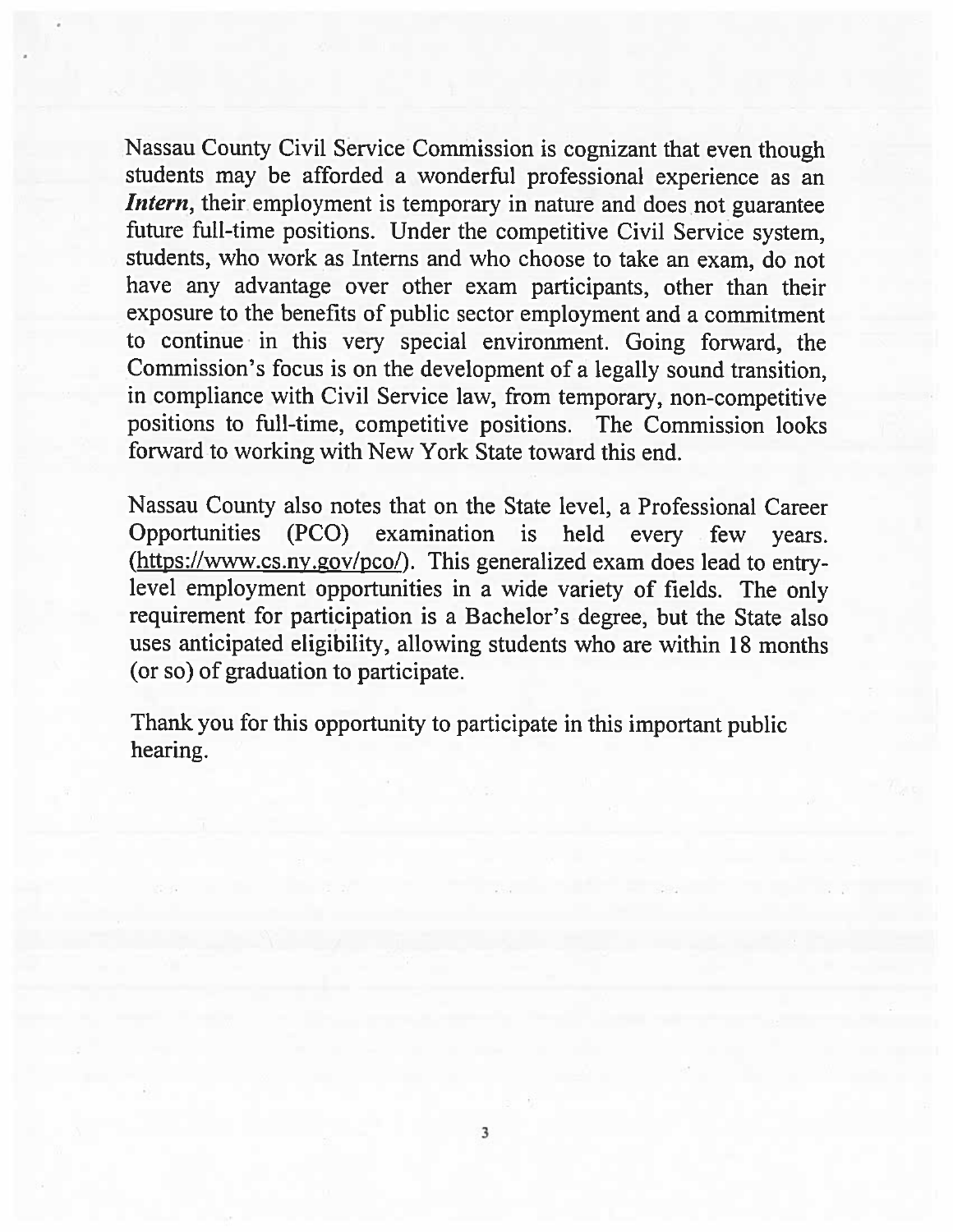Nassau County Civil Service Commission is cognizant that even though students may be afforded a wonderful professional experience as an ***Intern***, their employment is temporary in nature and does not guarantee future full-time positions. Under the competitive Civil Service system, students, who work as Interns and who choose to take an exam, do not have any advantage over other exam participants, other than their exposure to the benefits of public sector employment and a commitment to continue in this very special environment. Going forward, the Commission's focus is on the development of a legally sound transition, in compliance with Civil Service law, from temporary, non-competitive positions to full-time, competitive positions. The Commission looks forward to working with New York State toward this end.

Nassau County also notes that on the State level, a Professional Career Opportunities (PCO) examination is held every few years. (https://www.cs.ny.gov/pco/). This generalized exam does lead to entry-level employment opportunities in a wide variety of fields. The only requirement for participation is a Bachelor's degree, but the State also uses anticipated eligibility, allowing students who are within 18 months (or so) of graduation to participate.

Thank you for this opportunity to participate in this important public hearing.